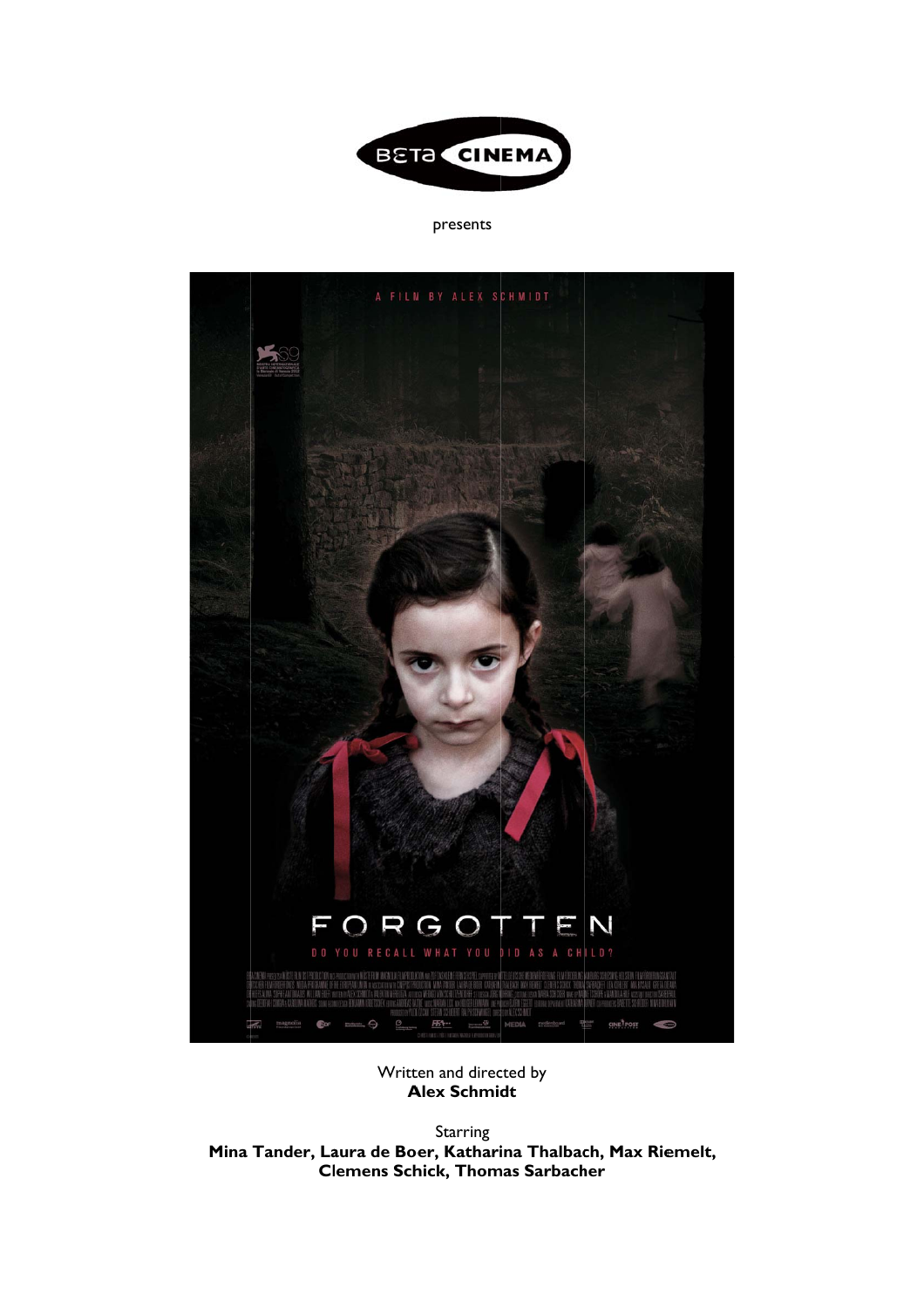BETA CINEMA

presents

A FILM BY ALEX SCHMIDT

FORGOTTEN

DO YOU RECALL WHAT YOU DID AS A CHILD?

Written and directed by
**Alex Schmidt**

Starring
**Mina Tander, Laura de Boer, Katharina Thalbach, Max Riemelt, Clemens Schick, Thomas Sarbacher**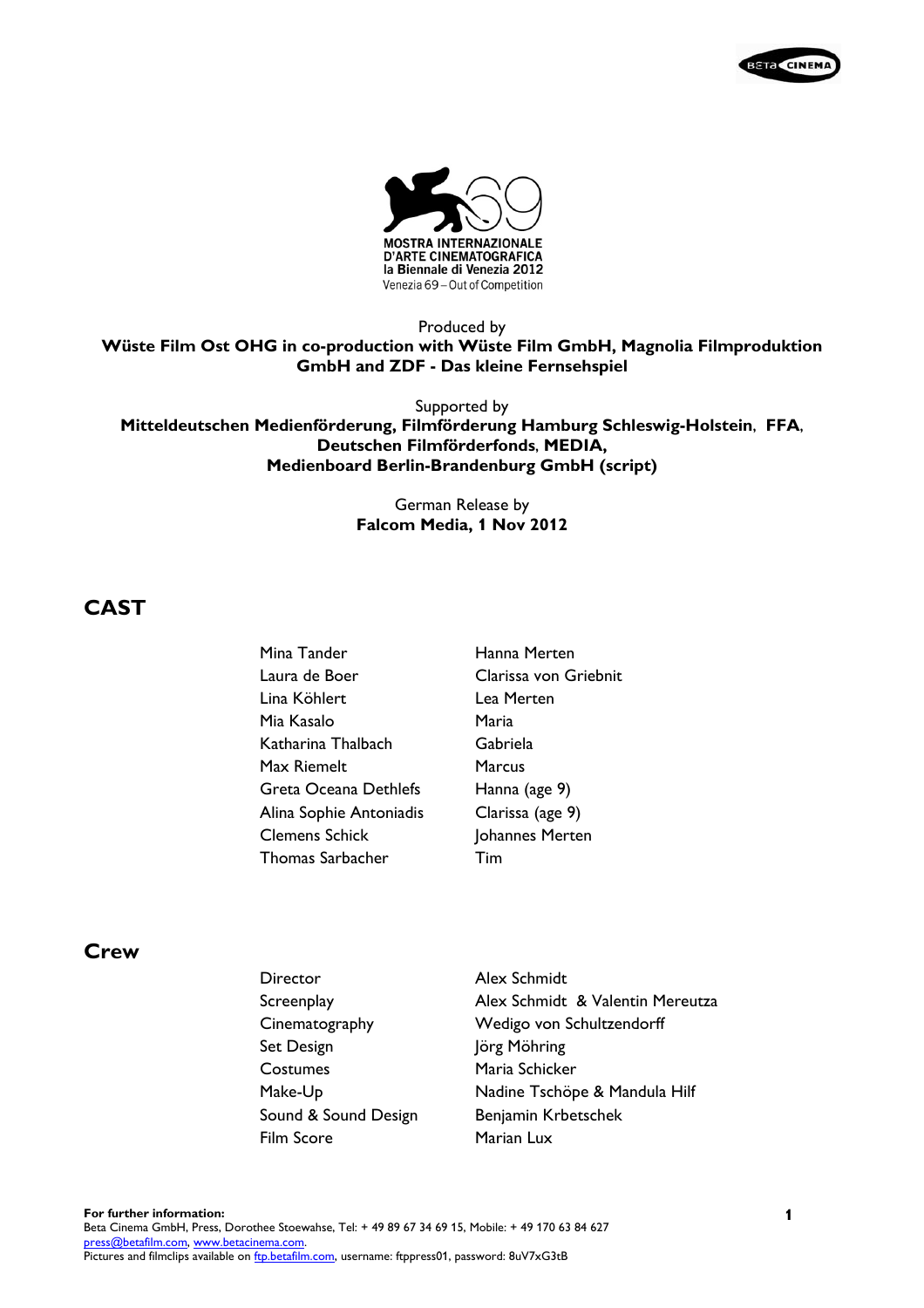MOSTRA INTERNAZIONALE D'ARTE CINEMATOGRAFICA
la Biennale di Venezia 2012
Venezia 69 – Out of Competition

Produced by
**Wüste Film Ost OHG in co-production with Wüste Film GmbH, Magnolia Filmproduktion GmbH and ZDF - Das kleine Fernsehspiel**

Supported by
**Mitteldeutschen Medienförderung, Filmförderung Hamburg Schleswig-Holstein, FFA, Deutschen Filmförderfonds, MEDIA, Medienboard Berlin-Brandenburg GmbH (script)**

German Release by
**Falcom Media, 1 Nov 2012**

## CAST

| | |
|---|---|
| Mina Tander | Hanna Merten |
| Laura de Boer | Clarissa von Griebnit |
| Lina Köhlert | Lea Merten |
| Mia Kasalo | Maria |
| Katharina Thalbach | Gabriela |
| Max Riemelt | Marcus |
| Greta Oceana Dethlefs | Hanna (age 9) |
| Alina Sophie Antoniadis | Clarissa (age 9) |
| Clemens Schick | Johannes Merten |
| Thomas Sarbacher | Tim |

## Crew

| | |
|---|---|
| Director | Alex Schmidt |
| Screenplay | Alex Schmidt & Valentin Mereutza |
| Cinematography | Wedigo von Schultzendorff |
| Set Design | Jörg Möhring |
| Costumes | Maria Schicker |
| Make-Up | Nadine Tschöpe & Mandula Hilf |
| Sound & Sound Design | Benjamin Krbetschek |
| Film Score | Marian Lux |

**For further information:**
Beta Cinema GmbH, Press, Dorothee Stoewahse, Tel: + 49 89 67 34 69 15, Mobile: + 49 170 63 84 627
press@betafilm.com, www.betacinema.com.
Pictures and filmclips available on ftp.betafilm.com, username: ftppress01, password: 8uV7xG3tB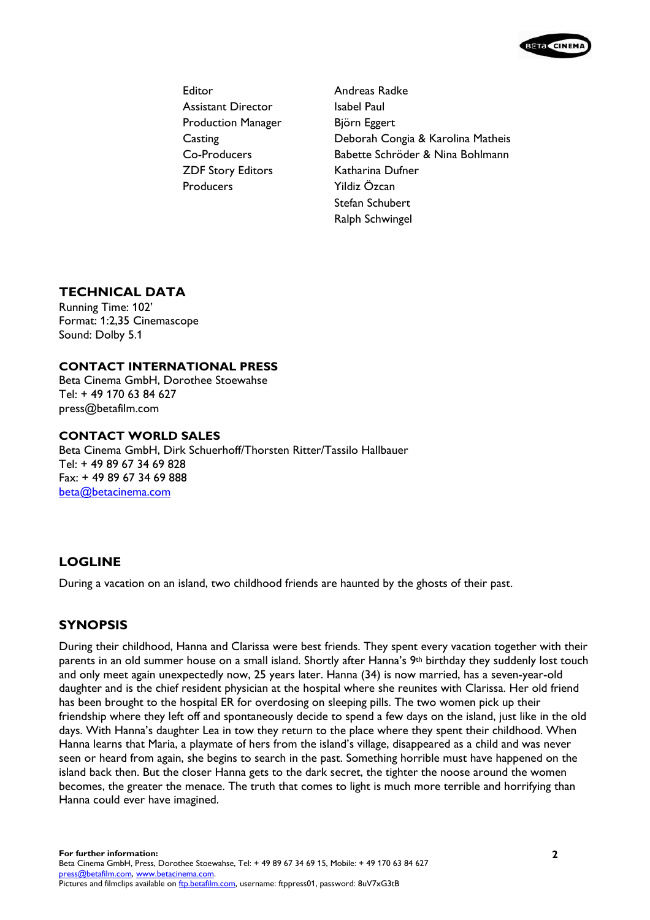| | |
|---|---|
| Editor | Andreas Radke |
| Assistant Director | Isabel Paul |
| Production Manager | Björn Eggert |
| Casting | Deborah Congia & Karolina Matheis |
| Co-Producers | Babette Schröder & Nina Bohlmann |
| ZDF Story Editors | Katharina Dufner |
| Producers | Yildiz Özcan |
| | Stefan Schubert |
| | Ralph Schwingel |

## TECHNICAL DATA

Running Time: 102'
Format: 1:2,35 Cinemascope
Sound: Dolby 5.1

## CONTACT INTERNATIONAL PRESS

Beta Cinema GmbH, Dorothee Stoewahse
Tel: + 49 170 63 84 627
press@betafilm.com

## CONTACT WORLD SALES

Beta Cinema GmbH, Dirk Schuerhoff/Thorsten Ritter/Tassilo Hallbauer
Tel: + 49 89 67 34 69 828
Fax: + 49 89 67 34 69 888
beta@betacinema.com

## LOGLINE

During a vacation on an island, two childhood friends are haunted by the ghosts of their past.

## SYNOPSIS

During their childhood, Hanna and Clarissa were best friends. They spent every vacation together with their parents in an old summer house on a small island. Shortly after Hanna's 9th birthday they suddenly lost touch and only meet again unexpectedly now, 25 years later. Hanna (34) is now married, has a seven-year-old daughter and is the chief resident physician at the hospital where she reunites with Clarissa. Her old friend has been brought to the hospital ER for overdosing on sleeping pills. The two women pick up their friendship where they left off and spontaneously decide to spend a few days on the island, just like in the old days. With Hanna's daughter Lea in tow they return to the place where they spent their childhood. When Hanna learns that Maria, a playmate of hers from the island's village, disappeared as a child and was never seen or heard from again, she begins to search in the past. Something horrible must have happened on the island back then. But the closer Hanna gets to the dark secret, the tighter the noose around the women becomes, the greater the menace. The truth that comes to light is much more terrible and horrifying than Hanna could ever have imagined.

**For further information:**
Beta Cinema GmbH, Press, Dorothee Stoewahse, Tel: + 49 89 67 34 69 15, Mobile: + 49 170 63 84 627
press@betafilm.com, www.betacinema.com.
Pictures and filmclips available on ftp.betafilm.com, username: ftppress01, password: 8uV7xG3tB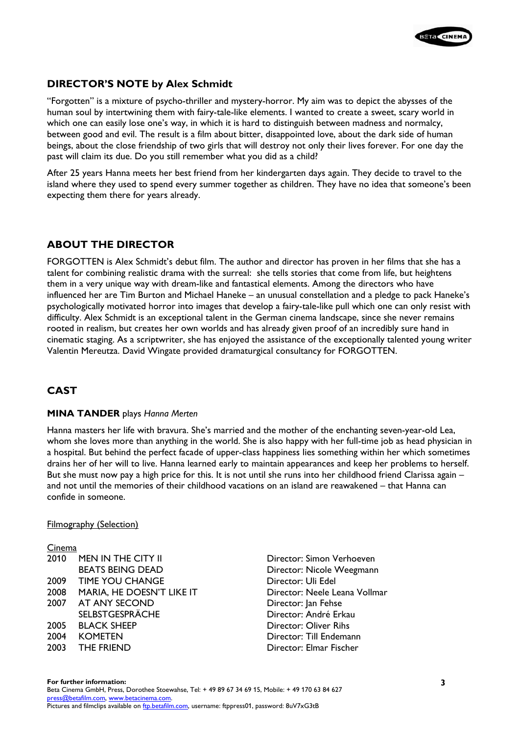## DIRECTOR'S NOTE by Alex Schmidt

"Forgotten" is a mixture of psycho-thriller and mystery-horror. My aim was to depict the abysses of the human soul by intertwining them with fairy-tale-like elements. I wanted to create a sweet, scary world in which one can easily lose one's way, in which it is hard to distinguish between madness and normalcy, between good and evil. The result is a film about bitter, disappointed love, about the dark side of human beings, about the close friendship of two girls that will destroy not only their lives forever. For one day the past will claim its due. Do you still remember what you did as a child?

After 25 years Hanna meets her best friend from her kindergarten days again. They decide to travel to the island where they used to spend every summer together as children. They have no idea that someone's been expecting them there for years already.

## ABOUT THE DIRECTOR

FORGOTTEN is Alex Schmidt's debut film. The author and director has proven in her films that she has a talent for combining realistic drama with the surreal: she tells stories that come from life, but heightens them in a very unique way with dream-like and fantastical elements. Among the directors who have influenced her are Tim Burton and Michael Haneke – an unusual constellation and a pledge to pack Haneke's psychologically motivated horror into images that develop a fairy-tale-like pull which one can only resist with difficulty. Alex Schmidt is an exceptional talent in the German cinema landscape, since she never remains rooted in realism, but creates her own worlds and has already given proof of an incredibly sure hand in cinematic staging. As a scriptwriter, she has enjoyed the assistance of the exceptionally talented young writer Valentin Mereutza. David Wingate provided dramaturgical consultancy for FORGOTTEN.

## CAST

### **MINA TANDER** plays *Hanna Merten*

Hanna masters her life with bravura. She's married and the mother of the enchanting seven-year-old Lea, whom she loves more than anything in the world. She is also happy with her full-time job as head physician in a hospital. But behind the perfect facade of upper-class happiness lies something within her which sometimes drains her of her will to live. Hanna learned early to maintain appearances and keep her problems to herself. But she must now pay a high price for this. It is not until she runs into her childhood friend Clarissa again – and not until the memories of their childhood vacations on an island are reawakened – that Hanna can confide in someone.

Filmography (Selection)

Cinema

| | | |
|---|---|---|
| 2010 | MEN IN THE CITY II | Director: Simon Verhoeven |
| | BEATS BEING DEAD | Director: Nicole Weegmann |
| 2009 | TIME YOU CHANGE | Director: Uli Edel |
| 2008 | MARIA, HE DOESN'T LIKE IT | Director: Neele Leana Vollmar |
| 2007 | AT ANY SECOND | Director: Jan Fehse |
| | SELBSTGESPRÄCHE | Director: André Erkau |
| 2005 | BLACK SHEEP | Director: Oliver Rihs |
| 2004 | KOMETEN | Director: Till Endemann |
| 2003 | THE FRIEND | Director: Elmar Fischer |

**For further information:**
Beta Cinema GmbH, Press, Dorothee Stoewahse, Tel: + 49 89 67 34 69 15, Mobile: + 49 170 63 84 627
press@betafilm.com, www.betacinema.com.
Pictures and filmclips available on ftp.betafilm.com, username: ftppress01, password: 8uV7xG3tB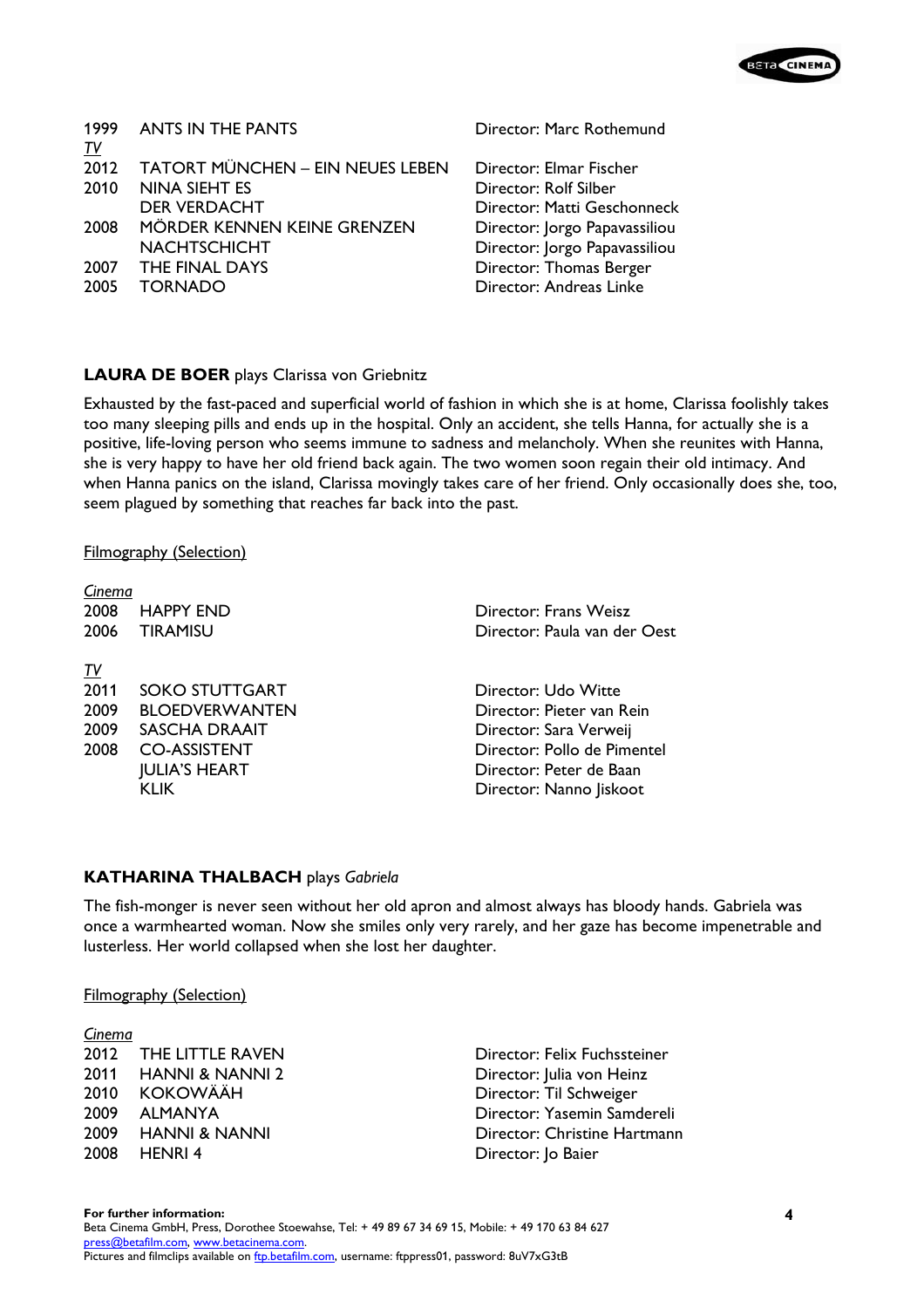| | | |
|---|---|---|
| 1999 | ANTS IN THE PANTS | Director: Marc Rothemund |

*TV*

| | | |
|---|---|---|
| 2012 | TATORT MÜNCHEN – EIN NEUES LEBEN | Director: Elmar Fischer |
| 2010 | NINA SIEHT ES | Director: Rolf Silber |
| | DER VERDACHT | Director: Matti Geschonneck |
| 2008 | MÖRDER KENNEN KEINE GRENZEN | Director: Jorgo Papavassiliou |
| | NACHTSCHICHT | Director: Jorgo Papavassiliou |
| 2007 | THE FINAL DAYS | Director: Thomas Berger |
| 2005 | TORNADO | Director: Andreas Linke |

**LAURA DE BOER** plays Clarissa von Griebnitz

Exhausted by the fast-paced and superficial world of fashion in which she is at home, Clarissa foolishly takes too many sleeping pills and ends up in the hospital. Only an accident, she tells Hanna, for actually she is a positive, life-loving person who seems immune to sadness and melancholy. When she reunites with Hanna, she is very happy to have her old friend back again. The two women soon regain their old intimacy. And when Hanna panics on the island, Clarissa movingly takes care of her friend. Only occasionally does she, too, seem plagued by something that reaches far back into the past.

Filmography (Selection)

*Cinema*

| | | |
|---|---|---|
| 2008 | HAPPY END | Director: Frans Weisz |
| 2006 | TIRAMISU | Director: Paula van der Oest |

*TV*

| | | |
|---|---|---|
| 2011 | SOKO STUTTGART | Director: Udo Witte |
| 2009 | BLOEDVERWANTEN | Director: Pieter van Rein |
| 2009 | SASCHA DRAAIT | Director: Sara Verweij |
| 2008 | CO-ASSISTENT | Director: Pollo de Pimentel |
| | JULIA'S HEART | Director: Peter de Baan |
| | KLIK | Director: Nanno Jiskoot |

**KATHARINA THALBACH** plays *Gabriela*

The fish-monger is never seen without her old apron and almost always has bloody hands. Gabriela was once a warmhearted woman. Now she smiles only very rarely, and her gaze has become impenetrable and lusterless. Her world collapsed when she lost her daughter.

Filmography (Selection)

*Cinema*

| | | |
|---|---|---|
| 2012 | THE LITTLE RAVEN | Director: Felix Fuchssteiner |
| 2011 | HANNI & NANNI 2 | Director: Julia von Heinz |
| 2010 | KOKOWÄÄH | Director: Til Schweiger |
| 2009 | ALMANYA | Director: Yasemin Samdereli |
| 2009 | HANNI & NANNI | Director: Christine Hartmann |
| 2008 | HENRI 4 | Director: Jo Baier |

**For further information:**
Beta Cinema GmbH, Press, Dorothee Stoewahse, Tel: + 49 89 67 34 69 15, Mobile: + 49 170 63 84 627
press@betafilm.com, www.betacinema.com.
Pictures and filmclips available on ftp.betafilm.com, username: ftppress01, password: 8uV7xG3tB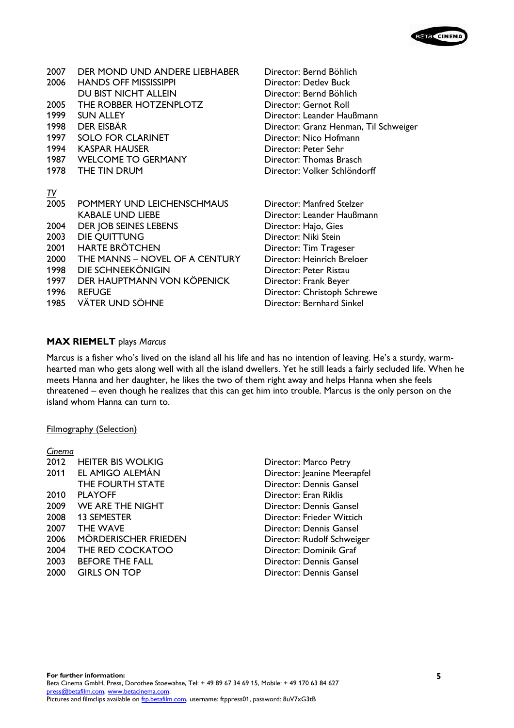| | | |
|---|---|---|
| 2007 | DER MOND UND ANDERE LIEBHABER | Director: Bernd Böhlich |
| 2006 | HANDS OFF MISSISSIPPI | Director: Detlev Buck |
| | DU BIST NICHT ALLEIN | Director: Bernd Böhlich |
| 2005 | THE ROBBER HOTZENPLOTZ | Director: Gernot Roll |
| 1999 | SUN ALLEY | Director: Leander Haußmann |
| 1998 | DER EISBÄR | Director: Granz Henman, Til Schweiger |
| 1997 | SOLO FOR CLARINET | Director: Nico Hofmann |
| 1994 | KASPAR HAUSER | Director: Peter Sehr |
| 1987 | WELCOME TO GERMANY | Director: Thomas Brasch |
| 1978 | THE TIN DRUM | Director: Volker Schlöndorff |

*TV*

| | | |
|---|---|---|
| 2005 | POMMERY UND LEICHENSCHMAUS | Director: Manfred Stelzer |
| | KABALE UND LIEBE | Director: Leander Haußmann |
| 2004 | DER JOB SEINES LEBENS | Director: Hajo, Gies |
| 2003 | DIE QUITTUNG | Director: Niki Stein |
| 2001 | HARTE BRÖTCHEN | Director: Tim Trageser |
| 2000 | THE MANNS – NOVEL OF A CENTURY | Director: Heinrich Breloer |
| 1998 | DIE SCHNEEKÖNIGIN | Director: Peter Ristau |
| 1997 | DER HAUPTMANN VON KÖPENICK | Director: Frank Beyer |
| 1996 | REFUGE | Director: Christoph Schrewe |
| 1985 | VÄTER UND SÖHNE | Director: Bernhard Sinkel |

**MAX RIEMELT** plays *Marcus*

Marcus is a fisher who's lived on the island all his life and has no intention of leaving. He's a sturdy, warm-hearted man who gets along well with all the island dwellers. Yet he still leads a fairly secluded life. When he meets Hanna and her daughter, he likes the two of them right away and helps Hanna when she feels threatened – even though he realizes that this can get him into trouble. Marcus is the only person on the island whom Hanna can turn to.

Filmography (Selection)

*Cinema*

| | | |
|---|---|---|
| 2012 | HEITER BIS WOLKIG | Director: Marco Petry |
| 2011 | EL AMIGO ALEMÁN | Director: Jeanine Meerapfel |
| | THE FOURTH STATE | Director: Dennis Gansel |
| 2010 | PLAYOFF | Director: Eran Riklis |
| 2009 | WE ARE THE NIGHT | Director: Dennis Gansel |
| 2008 | 13 SEMESTER | Director: Frieder Wittich |
| 2007 | THE WAVE | Director: Dennis Gansel |
| 2006 | MÖRDERISCHER FRIEDEN | Director: Rudolf Schweiger |
| 2004 | THE RED COCKATOO | Director: Dominik Graf |
| 2003 | BEFORE THE FALL | Director: Dennis Gansel |
| 2000 | GIRLS ON TOP | Director: Dennis Gansel |

**For further information:**
Beta Cinema GmbH, Press, Dorothee Stoewahse, Tel: + 49 89 67 34 69 15, Mobile: + 49 170 63 84 627
press@betafilm.com, www.betacinema.com.
Pictures and filmclips available on ftp.betafilm.com, username: ftppress01, password: 8uV7xG3tB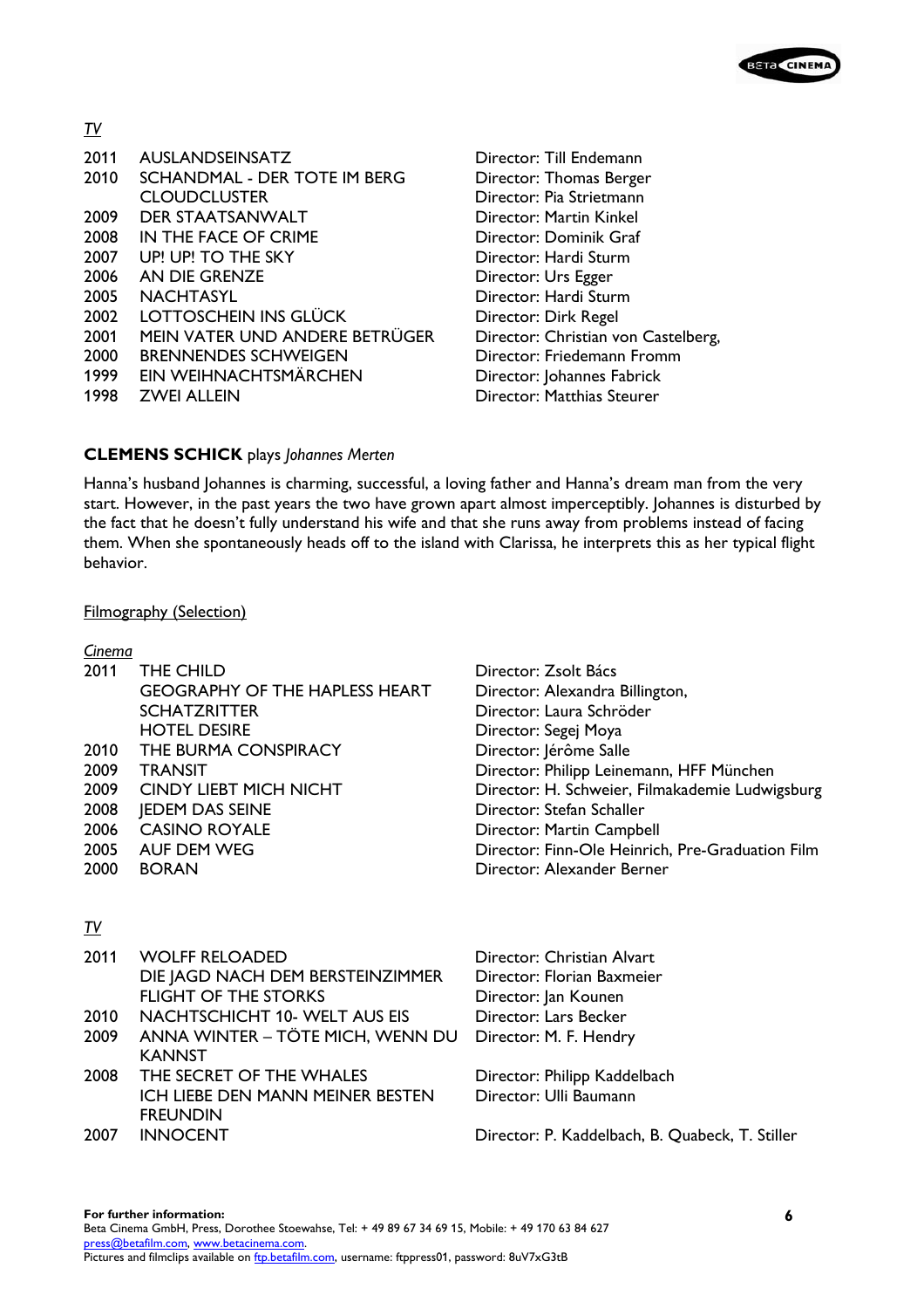*TV*

| | | |
|---|---|---|
| 2011 | AUSLANDSEINSATZ | Director: Till Endemann |
| 2010 | SCHANDMAL - DER TOTE IM BERG | Director: Thomas Berger |
| | CLOUDCLUSTER | Director: Pia Strietmann |
| 2009 | DER STAATSANWALT | Director: Martin Kinkel |
| 2008 | IN THE FACE OF CRIME | Director: Dominik Graf |
| 2007 | UP! UP! TO THE SKY | Director: Hardi Sturm |
| 2006 | AN DIE GRENZE | Director: Urs Egger |
| 2005 | NACHTASYL | Director: Hardi Sturm |
| 2002 | LOTTOSCHEIN INS GLÜCK | Director: Dirk Regel |
| 2001 | MEIN VATER UND ANDERE BETRÜGER | Director: Christian von Castelberg, |
| 2000 | BRENNENDES SCHWEIGEN | Director: Friedemann Fromm |
| 1999 | EIN WEIHNACHTSMÄRCHEN | Director: Johannes Fabrick |
| 1998 | ZWEI ALLEIN | Director: Matthias Steurer |

**CLEMENS SCHICK** plays *Johannes Merten*

Hanna's husband Johannes is charming, successful, a loving father and Hanna's dream man from the very start. However, in the past years the two have grown apart almost imperceptibly. Johannes is disturbed by the fact that he doesn't fully understand his wife and that she runs away from problems instead of facing them. When she spontaneously heads off to the island with Clarissa, he interprets this as her typical flight behavior.

Filmography (Selection)

*Cinema*

| | | |
|---|---|---|
| 2011 | THE CHILD | Director: Zsolt Bács |
| | GEOGRAPHY OF THE HAPLESS HEART | Director: Alexandra Billington, |
| | SCHATZRITTER | Director: Laura Schröder |
| | HOTEL DESIRE | Director: Segej Moya |
| 2010 | THE BURMA CONSPIRACY | Director: Jérôme Salle |
| 2009 | TRANSIT | Director: Philipp Leinemann, HFF München |
| 2009 | CINDY LIEBT MICH NICHT | Director: H. Schweier, Filmakademie Ludwigsburg |
| 2008 | JEDEM DAS SEINE | Director: Stefan Schaller |
| 2006 | CASINO ROYALE | Director: Martin Campbell |
| 2005 | AUF DEM WEG | Director: Finn-Ole Heinrich, Pre-Graduation Film |
| 2000 | BORAN | Director: Alexander Berner |

*TV*

| | | |
|---|---|---|
| 2011 | WOLFF RELOADED | Director: Christian Alvart |
| | DIE JAGD NACH DEM BERSTEINZIMMER | Director: Florian Baxmeier |
| | FLIGHT OF THE STORKS | Director: Jan Kounen |
| 2010 | NACHTSCHICHT 10- WELT AUS EIS | Director: Lars Becker |
| 2009 | ANNA WINTER – TÖTE MICH, WENN DU KANNST | Director: M. F. Hendry |
| 2008 | THE SECRET OF THE WHALES | Director: Philipp Kaddelbach |
| | ICH LIEBE DEN MANN MEINER BESTEN FREUNDIN | Director: Ulli Baumann |
| 2007 | INNOCENT | Director: P. Kaddelbach, B. Quabeck, T. Stiller |

**For further information:**
Beta Cinema GmbH, Press, Dorothee Stoewahse, Tel: + 49 89 67 34 69 15, Mobile: + 49 170 63 84 627
press@betafilm.com, www.betacinema.com.
Pictures and filmclips available on ftp.betafilm.com, username: ftppress01, password: 8uV7xG3tB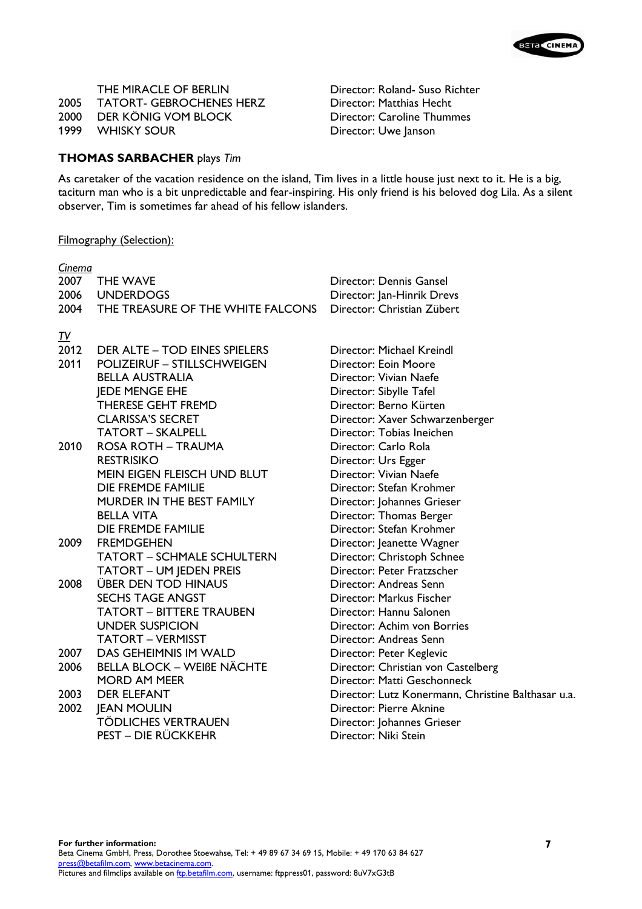| | | |
|---|---|---|
| | THE MIRACLE OF BERLIN | Director: Roland- Suso Richter |
| 2005 | TATORT- GEBROCHENES HERZ | Director: Matthias Hecht |
| 2000 | DER KÖNIG VOM BLOCK | Director: Caroline Thummes |
| 1999 | WHISKY SOUR | Director: Uwe Janson |

**THOMAS SARBACHER** plays *Tim*

As caretaker of the vacation residence on the island, Tim lives in a little house just next to it. He is a big, taciturn man who is a bit unpredictable and fear-inspiring. His only friend is his beloved dog Lila. As a silent observer, Tim is sometimes far ahead of his fellow islanders.

Filmography (Selection):

*Cinema*

| | | |
|---|---|---|
| 2007 | THE WAVE | Director: Dennis Gansel |
| 2006 | UNDERDOGS | Director: Jan-Hinrik Drevs |
| 2004 | THE TREASURE OF THE WHITE FALCONS | Director: Christian Zübert |

*TV*

| | | |
|---|---|---|
| 2012 | DER ALTE – TOD EINES SPIELERS | Director: Michael Kreindl |
| 2011 | POLIZEIRUF – STILLSCHWEIGEN | Director: Eoin Moore |
| | BELLA AUSTRALIA | Director: Vivian Naefe |
| | JEDE MENGE EHE | Director: Sibylle Tafel |
| | THERESE GEHT FREMD | Director: Berno Kürten |
| | CLARISSA'S SECRET | Director: Xaver Schwarzenberger |
| | TATORT – SKALPELL | Director: Tobias Ineichen |
| 2010 | ROSA ROTH – TRAUMA | Director: Carlo Rola |
| | RESTRISIKO | Director: Urs Egger |
| | MEIN EIGEN FLEISCH UND BLUT | Director: Vivian Naefe |
| | DIE FREMDE FAMILIE | Director: Stefan Krohmer |
| | MURDER IN THE BEST FAMILY | Director: Johannes Grieser |
| | BELLA VITA | Director: Thomas Berger |
| | DIE FREMDE FAMILIE | Director: Stefan Krohmer |
| 2009 | FREMDGEHEN | Director: Jeanette Wagner |
| | TATORT – SCHMALE SCHULTERN | Director: Christoph Schnee |
| | TATORT – UM JEDEN PREIS | Director: Peter Fratzscher |
| 2008 | ÜBER DEN TOD HINAUS | Director: Andreas Senn |
| | SECHS TAGE ANGST | Director: Markus Fischer |
| | TATORT – BITTERE TRAUBEN | Director: Hannu Salonen |
| | UNDER SUSPICION | Director: Achim von Borries |
| | TATORT – VERMISST | Director: Andreas Senn |
| 2007 | DAS GEHEIMNIS IM WALD | Director: Peter Keglevic |
| 2006 | BELLA BLOCK – WEIßE NÄCHTE | Director: Christian von Castelberg |
| | MORD AM MEER | Director: Matti Geschonneck |
| 2003 | DER ELEFANT | Director: Lutz Konermann, Christine Balthasar u.a. |
| 2002 | JEAN MOULIN | Director: Pierre Aknine |
| | TÖDLICHES VERTRAUEN | Director: Johannes Grieser |
| | PEST – DIE RÜCKKEHR | Director: Niki Stein |

**For further information:**
Beta Cinema GmbH, Press, Dorothee Stoewahse, Tel: + 49 89 67 34 69 15, Mobile: + 49 170 63 84 627
press@betafilm.com, www.betacinema.com.
Pictures and filmclips available on ftp.betafilm.com, username: ftppress01, password: 8uV7xG3tB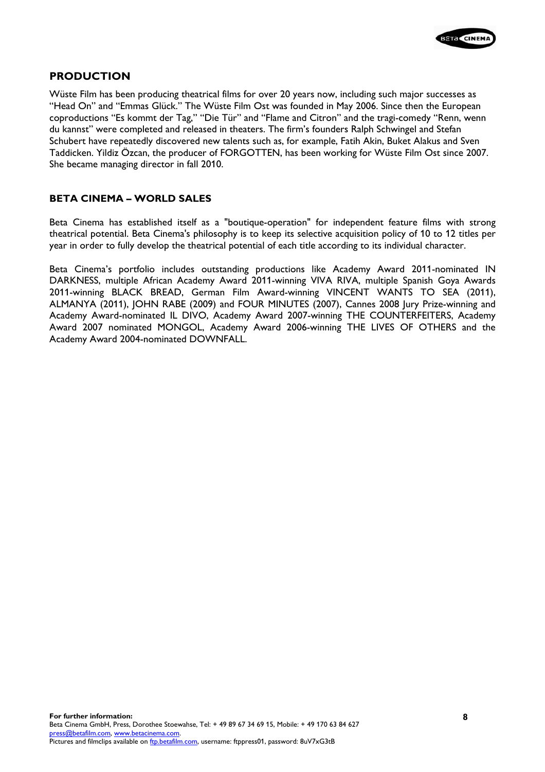## PRODUCTION

Wüste Film has been producing theatrical films for over 20 years now, including such major successes as “Head On” and “Emmas Glück.” The Wüste Film Ost was founded in May 2006. Since then the European coproductions “Es kommt der Tag,” “Die Tür” and “Flame and Citron” and the tragi-comedy “Renn, wenn du kannst” were completed and released in theaters. The firm’s founders Ralph Schwingel and Stefan Schubert have repeatedly discovered new talents such as, for example, Fatih Akin, Buket Alakus and Sven Taddicken. Yildiz Özcan, the producer of FORGOTTEN, has been working for Wüste Film Ost since 2007. She became managing director in fall 2010.

### BETA CINEMA – WORLD SALES

Beta Cinema has established itself as a "boutique-operation" for independent feature films with strong theatrical potential. Beta Cinema's philosophy is to keep its selective acquisition policy of 10 to 12 titles per year in order to fully develop the theatrical potential of each title according to its individual character.

Beta Cinema’s portfolio includes outstanding productions like Academy Award 2011-nominated IN DARKNESS, multiple African Academy Award 2011-winning VIVA RIVA, multiple Spanish Goya Awards 2011-winning BLACK BREAD, German Film Award-winning VINCENT WANTS TO SEA (2011), ALMANYA (2011), JOHN RABE (2009) and FOUR MINUTES (2007), Cannes 2008 Jury Prize-winning and Academy Award-nominated IL DIVO, Academy Award 2007-winning THE COUNTERFEITERS, Academy Award 2007 nominated MONGOL, Academy Award 2006-winning THE LIVES OF OTHERS and the Academy Award 2004-nominated DOWNFALL.